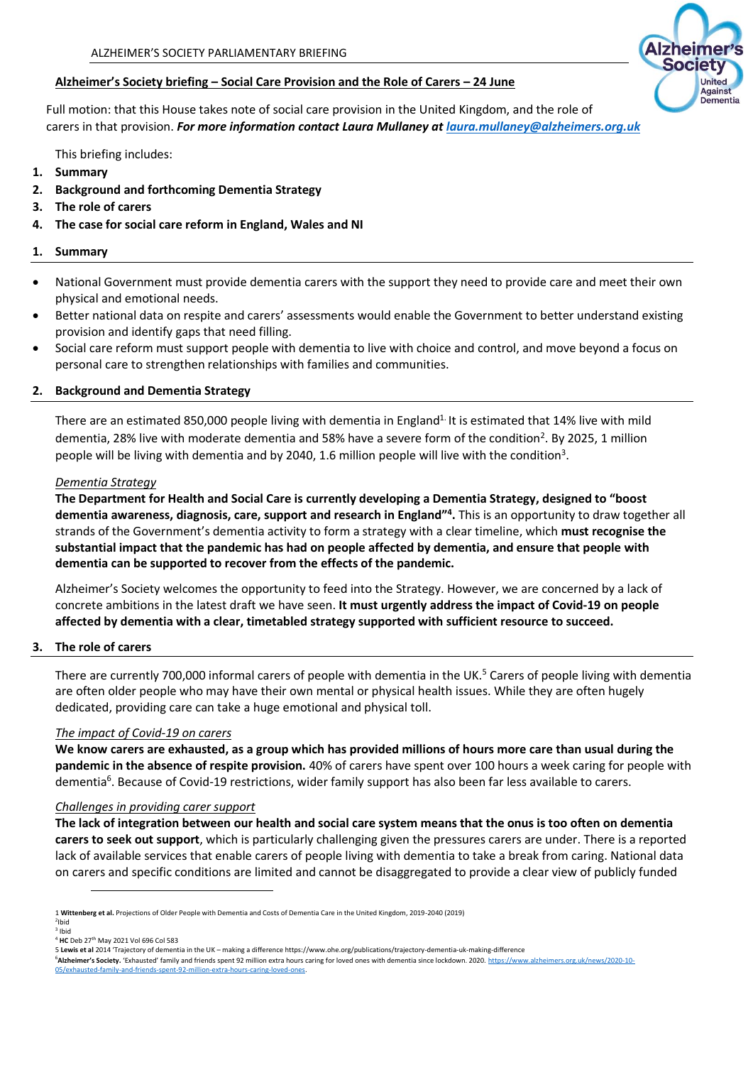## Alzheimer's Society briefing – Social Care Provision and the Role of Carers – 24 June

Full motion: that this House takes note of social care provision in the United Kingdom, and the role of carers in that provision. ***For more information contact Laura Mullaney at [laura.mullaney@alzheimers.org.uk](mailto:laura.mullaney@alzheimers.org.uk)***

This briefing includes:

1. **Summary**
2. **Background and forthcoming Dementia Strategy**
3. **The role of carers**
4. **The case for social care reform in England, Wales and NI**

### 1. Summary

- National Government must provide dementia carers with the support they need to provide care and meet their own physical and emotional needs.
- Better national data on respite and carers' assessments would enable the Government to better understand existing provision and identify gaps that need filling.
- Social care reform must support people with dementia to live with choice and control, and move beyond a focus on personal care to strengthen relationships with families and communities.

### 2. Background and Dementia Strategy

There are an estimated 850,000 people living with dementia in England[1]. It is estimated that 14% live with mild dementia, 28% live with moderate dementia and 58% have a severe form of the condition[2]. By 2025, 1 million people will be living with dementia and by 2040, 1.6 million people will live with the condition[3].

*Dementia Strategy*

**The Department for Health and Social Care is currently developing a Dementia Strategy, designed to "boost dementia awareness, diagnosis, care, support and research in England"[4].** This is an opportunity to draw together all strands of the Government's dementia activity to form a strategy with a clear timeline, which **must recognise the substantial impact that the pandemic has had on people affected by dementia, and ensure that people with dementia can be supported to recover from the effects of the pandemic.**

Alzheimer's Society welcomes the opportunity to feed into the Strategy. However, we are concerned by a lack of concrete ambitions in the latest draft we have seen. **It must urgently address the impact of Covid-19 on people affected by dementia with a clear, timetabled strategy supported with sufficient resource to succeed.**

### 3. The role of carers

There are currently 700,000 informal carers of people with dementia in the UK.[5] Carers of people living with dementia are often older people who may have their own mental or physical health issues. While they are often hugely dedicated, providing care can take a huge emotional and physical toll.

*The impact of Covid-19 on carers*

**We know carers are exhausted, as a group which has provided millions of hours more care than usual during the pandemic in the absence of respite provision.** 40% of carers have spent over 100 hours a week caring for people with dementia[6]. Because of Covid-19 restrictions, wider family support has also been far less available to carers.

*Challenges in providing carer support*

**The lack of integration between our health and social care system means that the onus is too often on dementia carers to seek out support**, which is particularly challenging given the pressures carers are under. There is a reported lack of available services that enable carers of people living with dementia to take a break from caring. National data on carers and specific conditions are limited and cannot be disaggregated to provide a clear view of publicly funded

---

1 **Wittenberg et al.** Projections of Older People with Dementia and Costs of Dementia Care in the United Kingdom, 2019-2040 (2019)
2 Ibid
3 Ibid
4 **HC** Deb 27th May 2021 Vol 696 Col 583
5 **Lewis et al** 2014 'Trajectory of dementia in the UK – making a difference https://www.ohe.org/publications/trajectory-dementia-uk-making-difference
6 **Alzheimer's Society.** 'Exhausted' family and friends spent 92 million extra hours caring for loved ones with dementia since lockdown. 2020. https://www.alzheimers.org.uk/news/2020-10-05/exhausted-family-and-friends-spent-92-million-extra-hours-caring-loved-ones.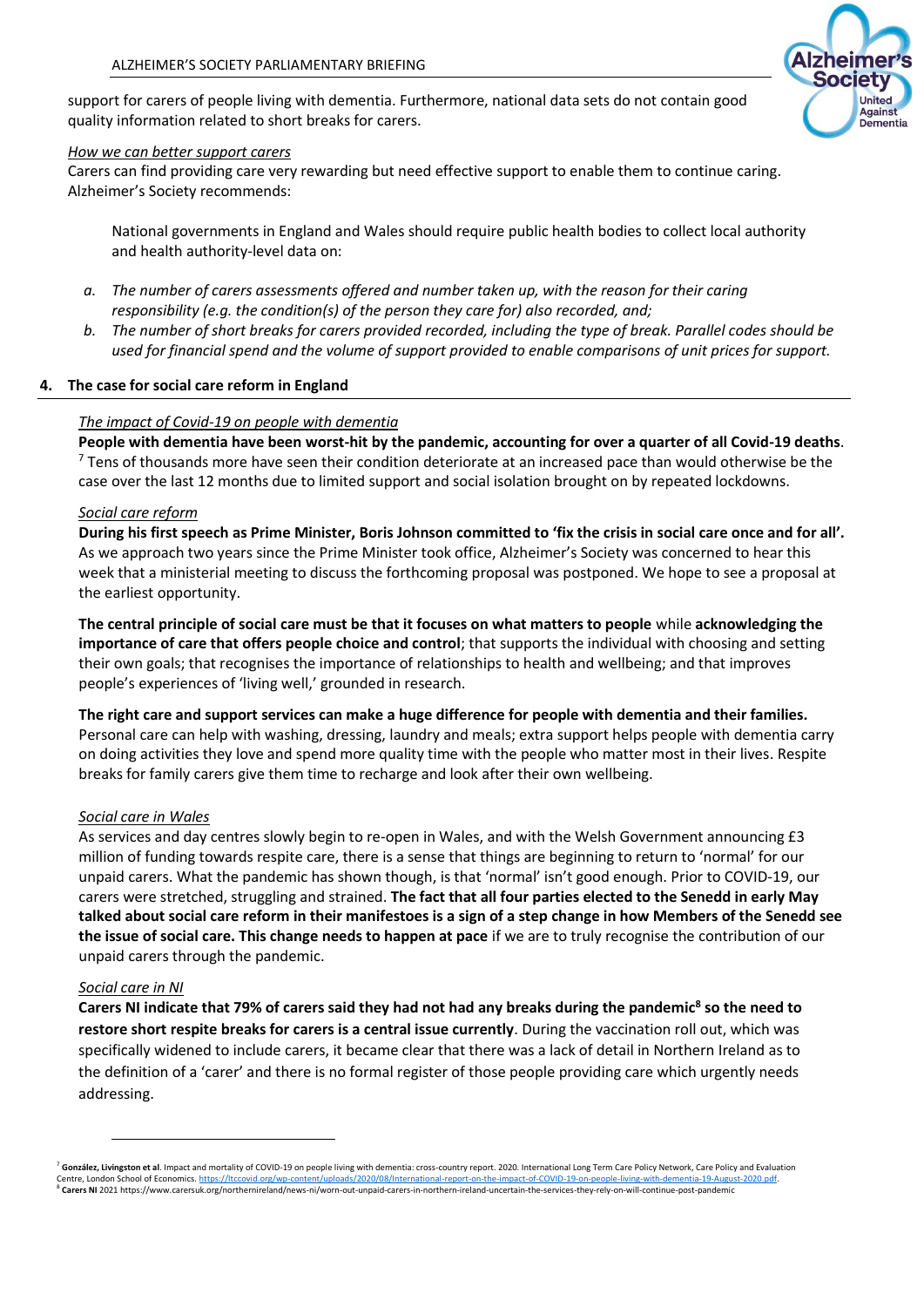support for carers of people living with dementia. Furthermore, national data sets do not contain good quality information related to short breaks for carers.

*How we can better support carers*

Carers can find providing care very rewarding but need effective support to enable them to continue caring. Alzheimer's Society recommends:

National governments in England and Wales should require public health bodies to collect local authority and health authority-level data on:

a. *The number of carers assessments offered and number taken up, with the reason for their caring responsibility (e.g. the condition(s) of the person they care for) also recorded, and;*
b. *The number of short breaks for carers provided recorded, including the type of break. Parallel codes should be used for financial spend and the volume of support provided to enable comparisons of unit prices for support.*

## 4. The case for social care reform in England

*The impact of Covid-19 on people with dementia*

**People with dementia have been worst-hit by the pandemic, accounting for over a quarter of all Covid-19 deaths**.[7] Tens of thousands more have seen their condition deteriorate at an increased pace than would otherwise be the case over the last 12 months due to limited support and social isolation brought on by repeated lockdowns.

*Social care reform*

**During his first speech as Prime Minister, Boris Johnson committed to 'fix the crisis in social care once and for all'.** As we approach two years since the Prime Minister took office, Alzheimer's Society was concerned to hear this week that a ministerial meeting to discuss the forthcoming proposal was postponed. We hope to see a proposal at the earliest opportunity.

**The central principle of social care must be that it focuses on what matters to people** while **acknowledging the importance of care that offers people choice and control**; that supports the individual with choosing and setting their own goals; that recognises the importance of relationships to health and wellbeing; and that improves people's experiences of 'living well,' grounded in research.

**The right care and support services can make a huge difference for people with dementia and their families.** Personal care can help with washing, dressing, laundry and meals; extra support helps people with dementia carry on doing activities they love and spend more quality time with the people who matter most in their lives. Respite breaks for family carers give them time to recharge and look after their own wellbeing.

*Social care in Wales*

As services and day centres slowly begin to re-open in Wales, and with the Welsh Government announcing £3 million of funding towards respite care, there is a sense that things are beginning to return to 'normal' for our unpaid carers. What the pandemic has shown though, is that 'normal' isn't good enough. Prior to COVID-19, our carers were stretched, struggling and strained. **The fact that all four parties elected to the Senedd in early May talked about social care reform in their manifestoes is a sign of a step change in how Members of the Senedd see the issue of social care. This change needs to happen at pace** if we are to truly recognise the contribution of our unpaid carers through the pandemic.

*Social care in NI*

**Carers NI indicate that 79% of carers said they had not had any breaks during the pandemic[8] so the need to restore short respite breaks for carers is a central issue currently**. During the vaccination roll out, which was specifically widened to include carers, it became clear that there was a lack of detail in Northern Ireland as to the definition of a 'carer' and there is no formal register of those people providing care which urgently needs addressing.

---

[7] **González, Livingston et al**. Impact and mortality of COVID-19 on people living with dementia: cross-country report. 2020. International Long Term Care Policy Network, Care Policy and Evaluation Centre, London School of Economics. https://ltccovid.org/wp-content/uploads/2020/08/International-report-on-the-impact-of-COVID-19-on-people-living-with-dementia-19-August-2020.pdf.

[8] **Carers NI** 2021 https://www.carersuk.org/northernireland/news-ni/worn-out-unpaid-carers-in-northern-ireland-uncertain-the-services-they-rely-on-will-continue-post-pandemic